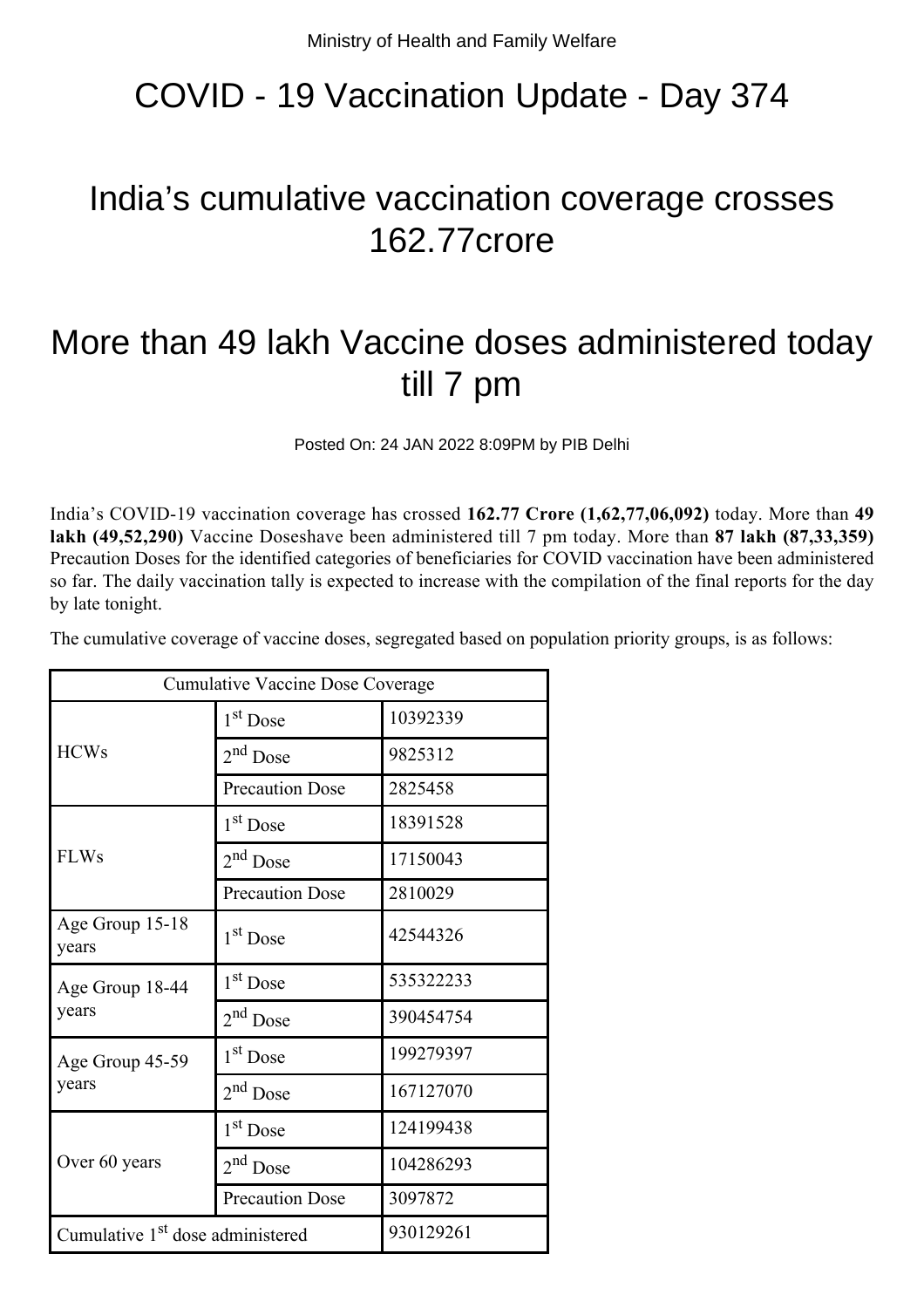Ministry of Health and Family Welfare

# COVID - 19 Vaccination Update - Day 374

## India's cumulative vaccination coverage crosses 162.77crore

## More than 49 lakh Vaccine doses administered today till 7 pm

Posted On: 24 JAN 2022 8:09PM by PIB Delhi

India's COVID-19 vaccination coverage has crossed **162.77 Crore (1,62,77,06,092)** today. More than **49 lakh (49,52,290)** Vaccine Doseshave been administered till 7 pm today. More than **87 lakh (87,33,359)** Precaution Doses for the identified categories of beneficiaries for COVID vaccination have been administered so far. The daily vaccination tally is expected to increase with the compilation of the final reports for the day by late tonight.

The cumulative coverage of vaccine doses, segregated based on population priority groups, is as follows:

| Cumulative Vaccine Dose Coverage | | |
|---|---|---|
| HCWs | 1st Dose | 10392339 |
| | 2nd Dose | 9825312 |
| | Precaution Dose | 2825458 |
| FLWs | 1st Dose | 18391528 |
| | 2nd Dose | 17150043 |
| | Precaution Dose | 2810029 |
| Age Group 15-18 years | 1st Dose | 42544326 |
| Age Group 18-44 years | 1st Dose | 535322233 |
| | 2nd Dose | 390454754 |
| Age Group 45-59 years | 1st Dose | 199279397 |
| | 2nd Dose | 167127070 |
| Over 60 years | 1st Dose | 124199438 |
| | 2nd Dose | 104286293 |
| | Precaution Dose | 3097872 |
| Cumulative 1st dose administered | | 930129261 |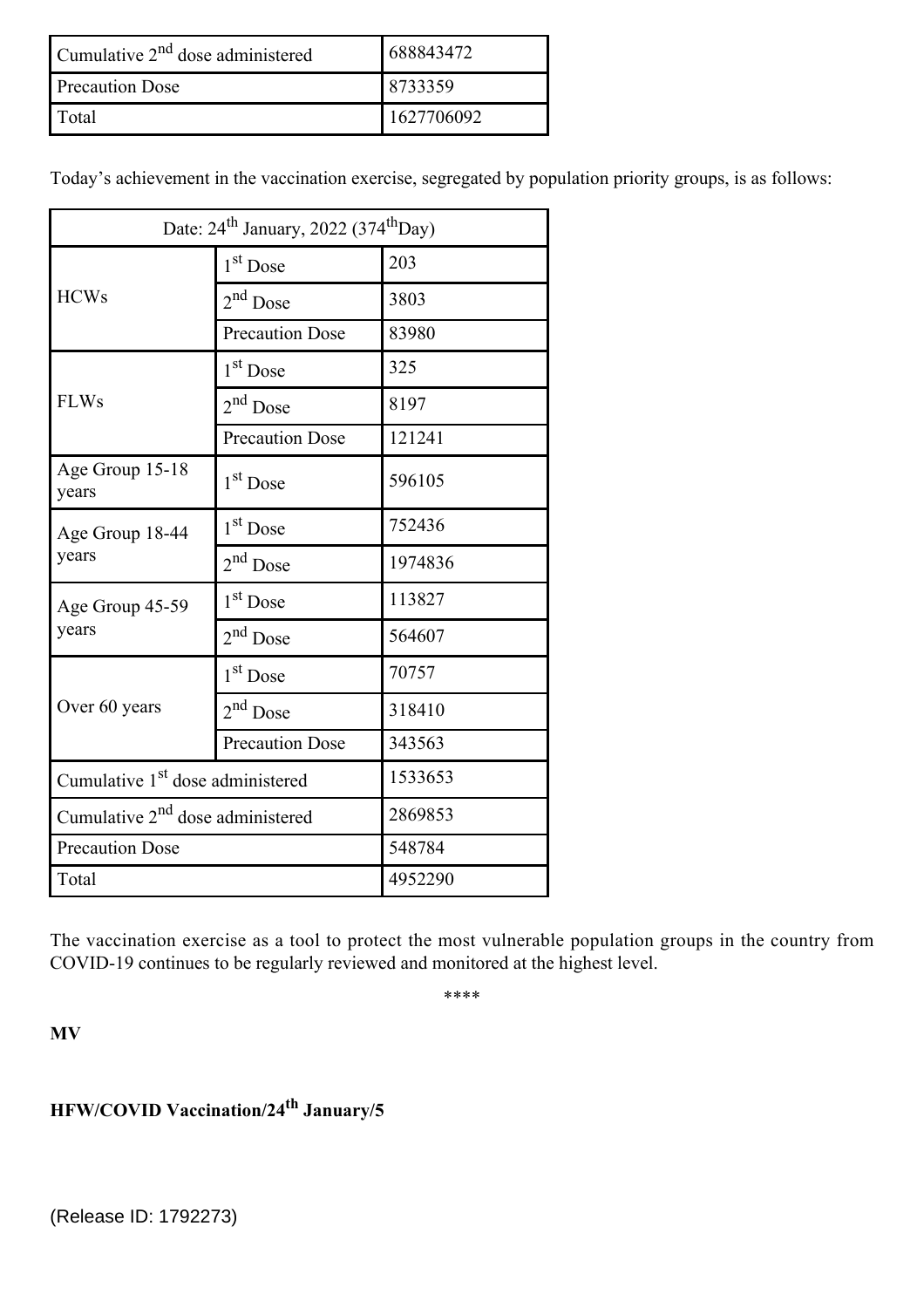| | |
|---|---|
| Cumulative 2nd dose administered | 688843472 |
| Precaution Dose | 8733359 |
| Total | 1627706092 |

Today's achievement in the vaccination exercise, segregated by population priority groups, is as follows:

| Date: 24th January, 2022 (374thDay) | | |
|---|---|---|
| HCWs | 1st Dose | 203 |
| | 2nd Dose | 3803 |
| | Precaution Dose | 83980 |
| FLWs | 1st Dose | 325 |
| | 2nd Dose | 8197 |
| | Precaution Dose | 121241 |
| Age Group 15-18 years | 1st Dose | 596105 |
| Age Group 18-44 years | 1st Dose | 752436 |
| | 2nd Dose | 1974836 |
| Age Group 45-59 years | 1st Dose | 113827 |
| | 2nd Dose | 564607 |
| Over 60 years | 1st Dose | 70757 |
| | 2nd Dose | 318410 |
| | Precaution Dose | 343563 |
| Cumulative 1st dose administered | | 1533653 |
| Cumulative 2nd dose administered | | 2869853 |
| Precaution Dose | | 548784 |
| Total | | 4952290 |

The vaccination exercise as a tool to protect the most vulnerable population groups in the country from COVID-19 continues to be regularly reviewed and monitored at the highest level.

****

**MV**

**HFW/COVID Vaccination/24th January/5**

(Release ID: 1792273)